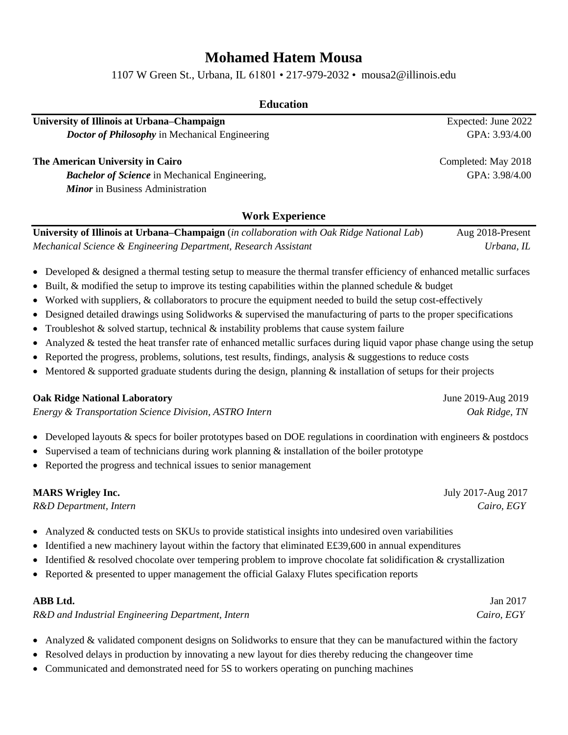# Mohamed Hatem Mousa

1107 W Green St., Urbana, IL 61801 • 217-979-2032 • mousa2@illinois.edu

## Education

**University of Illinois at Urbana–Champaign** — Expected: June 2022
***Doctor of Philosophy*** in Mechanical Engineering — GPA: 3.93/4.00

**The American University in Cairo** — Completed: May 2018
***Bachelor of Science*** in Mechanical Engineering, — GPA: 3.98/4.00
***Minor*** in Business Administration

## Work Experience

**University of Illinois at Urbana–Champaign** (*in collaboration with Oak Ridge National Lab*) — Aug 2018-Present
*Mechanical Science & Engineering Department, Research Assistant* — *Urbana, IL*

- Developed & designed a thermal testing setup to measure the thermal transfer efficiency of enhanced metallic surfaces
- Built, & modified the setup to improve its testing capabilities within the planned schedule & budget
- Worked with suppliers, & collaborators to procure the equipment needed to build the setup cost-effectively
- Designed detailed drawings using Solidworks & supervised the manufacturing of parts to the proper specifications
- Troubleshot & solved startup, technical & instability problems that cause system failure
- Analyzed & tested the heat transfer rate of enhanced metallic surfaces during liquid vapor phase change using the setup
- Reported the progress, problems, solutions, test results, findings, analysis & suggestions to reduce costs
- Mentored & supported graduate students during the design, planning & installation of setups for their projects

**Oak Ridge National Laboratory** — June 2019-Aug 2019
*Energy & Transportation Science Division, ASTRO Intern* — *Oak Ridge, TN*

- Developed layouts & specs for boiler prototypes based on DOE regulations in coordination with engineers & postdocs
- Supervised a team of technicians during work planning & installation of the boiler prototype
- Reported the progress and technical issues to senior management

**MARS Wrigley Inc.** — July 2017-Aug 2017
*R&D Department, Intern* — *Cairo, EGY*

- Analyzed & conducted tests on SKUs to provide statistical insights into undesired oven variabilities
- Identified a new machinery layout within the factory that eliminated E£39,600 in annual expenditures
- Identified & resolved chocolate over tempering problem to improve chocolate fat solidification & crystallization
- Reported & presented to upper management the official Galaxy Flutes specification reports

**ABB Ltd.** — Jan 2017
*R&D and Industrial Engineering Department, Intern* — *Cairo, EGY*

- Analyzed & validated component designs on Solidworks to ensure that they can be manufactured within the factory
- Resolved delays in production by innovating a new layout for dies thereby reducing the changeover time
- Communicated and demonstrated need for 5S to workers operating on punching machines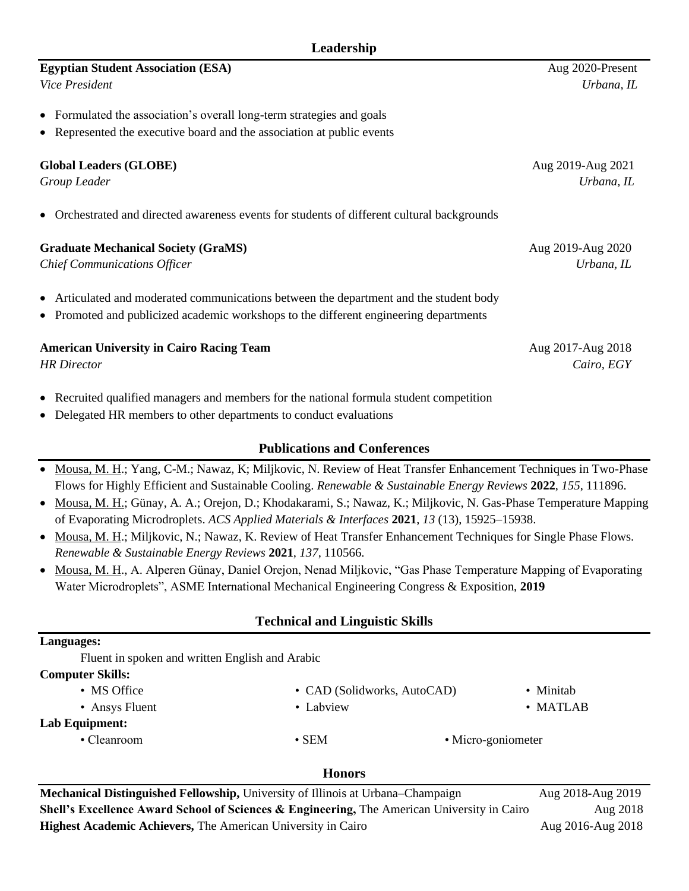## Leadership

**Egyptian Student Association (ESA)** Aug 2020-Present
*Vice President* *Urbana, IL*

- Formulated the association's overall long-term strategies and goals
- Represented the executive board and the association at public events

**Global Leaders (GLOBE)** Aug 2019-Aug 2021
*Group Leader* *Urbana, IL*

- Orchestrated and directed awareness events for students of different cultural backgrounds

**Graduate Mechanical Society (GraMS)** Aug 2019-Aug 2020
*Chief Communications Officer* *Urbana, IL*

- Articulated and moderated communications between the department and the student body
- Promoted and publicized academic workshops to the different engineering departments

**American University in Cairo Racing Team** Aug 2017-Aug 2018
*HR Director* *Cairo, EGY*

- Recruited qualified managers and members for the national formula student competition
- Delegated HR members to other departments to conduct evaluations

## Publications and Conferences

- <u>Mousa, M. H.</u>; Yang, C-M.; Nawaz, K; Miljkovic, N. Review of Heat Transfer Enhancement Techniques in Two-Phase Flows for Highly Efficient and Sustainable Cooling. *Renewable & Sustainable Energy Reviews* **2022**, *155*, 111896.
- <u>Mousa, M. H.</u>; Günay, A. A.; Orejon, D.; Khodakarami, S.; Nawaz, K.; Miljkovic, N. Gas-Phase Temperature Mapping of Evaporating Microdroplets. *ACS Applied Materials & Interfaces* **2021**, *13* (13), 15925–15938.
- <u>Mousa, M. H.</u>; Miljkovic, N.; Nawaz, K. Review of Heat Transfer Enhancement Techniques for Single Phase Flows. *Renewable & Sustainable Energy Reviews* **2021**, *137*, 110566.
- <u>Mousa, M. H.</u>, A. Alperen Günay, Daniel Orejon, Nenad Miljkovic, "Gas Phase Temperature Mapping of Evaporating Water Microdroplets", ASME International Mechanical Engineering Congress & Exposition, **2019**

## Technical and Linguistic Skills

**Languages:**

Fluent in spoken and written English and Arabic

**Computer Skills:**

- MS Office
- CAD (Solidworks, AutoCAD)
- Minitab
- Ansys Fluent
- Labview
- MATLAB

**Lab Equipment:**

- Cleanroom
- SEM
- Micro-goniometer

## Honors

**Mechanical Distinguished Fellowship,** University of Illinois at Urbana–Champaign Aug 2018-Aug 2019
**Shell's Excellence Award School of Sciences & Engineering,** The American University in Cairo Aug 2018
**Highest Academic Achievers,** The American University in Cairo Aug 2016-Aug 2018